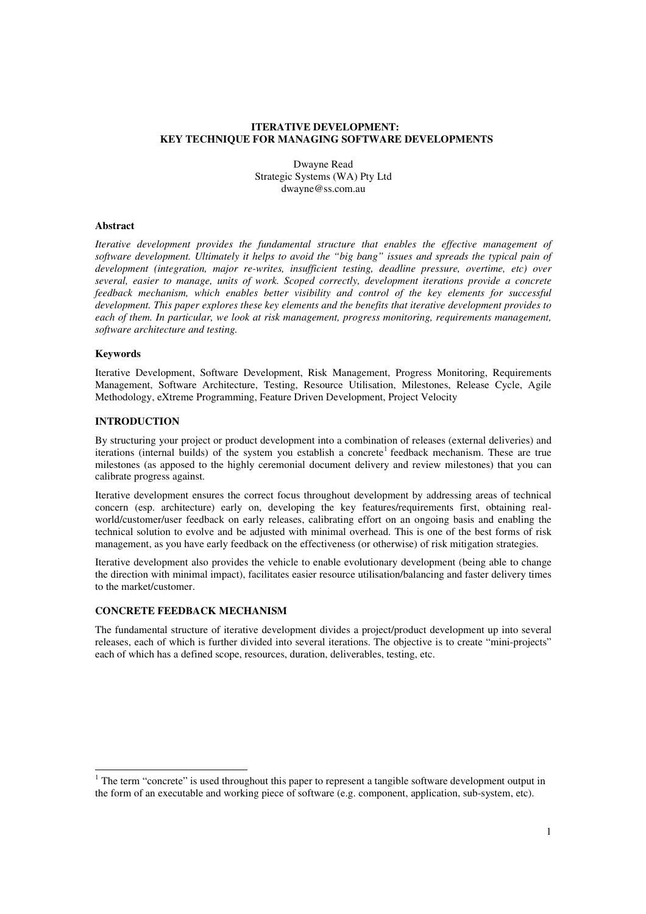# ITERATIVE DEVELOPMENT: KEY TECHNIQUE FOR MANAGING SOFTWARE DEVELOPMENTS

Dwayne Read
Strategic Systems (WA) Pty Ltd
dwayne@ss.com.au

### Abstract

*Iterative development provides the fundamental structure that enables the effective management of software development. Ultimately it helps to avoid the "big bang" issues and spreads the typical pain of development (integration, major re-writes, insufficient testing, deadline pressure, overtime, etc) over several, easier to manage, units of work. Scoped correctly, development iterations provide a concrete feedback mechanism, which enables better visibility and control of the key elements for successful development. This paper explores these key elements and the benefits that iterative development provides to each of them. In particular, we look at risk management, progress monitoring, requirements management, software architecture and testing.*

### Keywords

Iterative Development, Software Development, Risk Management, Progress Monitoring, Requirements Management, Software Architecture, Testing, Resource Utilisation, Milestones, Release Cycle, Agile Methodology, eXtreme Programming, Feature Driven Development, Project Velocity

## INTRODUCTION

By structuring your project or product development into a combination of releases (external deliveries) and iterations (internal builds) of the system you establish a concrete[1] feedback mechanism. These are true milestones (as apposed to the highly ceremonial document delivery and review milestones) that you can calibrate progress against.

Iterative development ensures the correct focus throughout development by addressing areas of technical concern (esp. architecture) early on, developing the key features/requirements first, obtaining real-world/customer/user feedback on early releases, calibrating effort on an ongoing basis and enabling the technical solution to evolve and be adjusted with minimal overhead. This is one of the best forms of risk management, as you have early feedback on the effectiveness (or otherwise) of risk mitigation strategies.

Iterative development also provides the vehicle to enable evolutionary development (being able to change the direction with minimal impact), facilitates easier resource utilisation/balancing and faster delivery times to the market/customer.

## CONCRETE FEEDBACK MECHANISM

The fundamental structure of iterative development divides a project/product development up into several releases, each of which is further divided into several iterations. The objective is to create "mini-projects" each of which has a defined scope, resources, duration, deliverables, testing, etc.

[1] The term "concrete" is used throughout this paper to represent a tangible software development output in the form of an executable and working piece of software (e.g. component, application, sub-system, etc).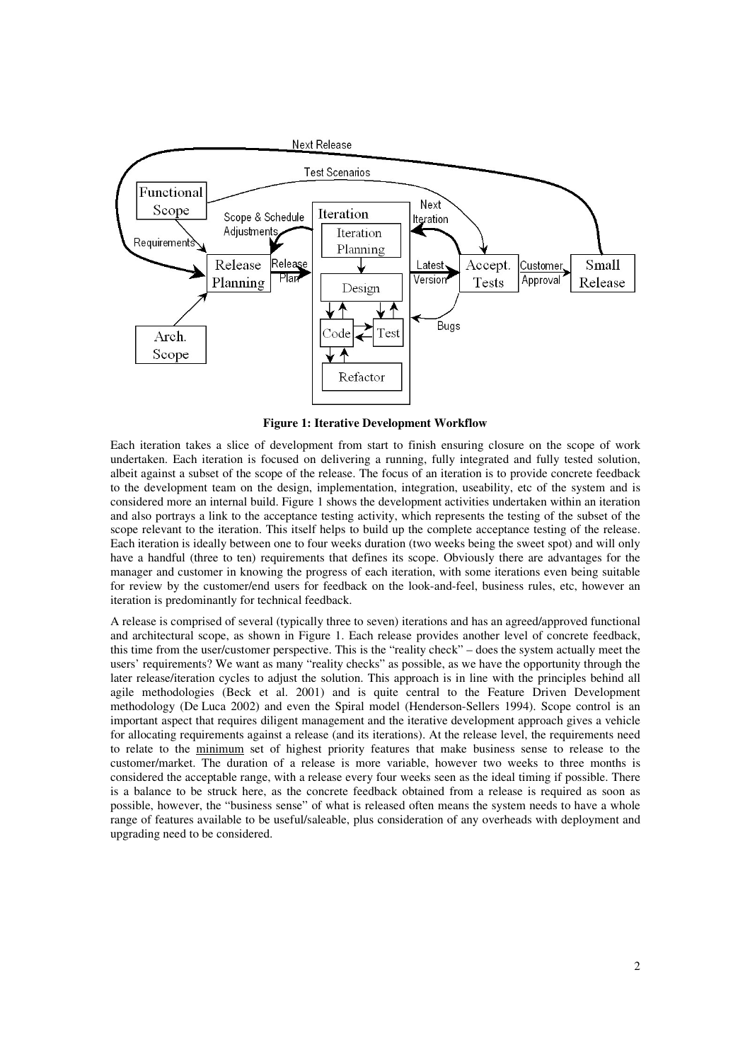**Figure 1: Iterative Development Workflow**

Each iteration takes a slice of development from start to finish ensuring closure on the scope of work undertaken. Each iteration is focused on delivering a running, fully integrated and fully tested solution, albeit against a subset of the scope of the release. The focus of an iteration is to provide concrete feedback to the development team on the design, implementation, integration, useability, etc of the system and is considered more an internal build. Figure 1 shows the development activities undertaken within an iteration and also portrays a link to the acceptance testing activity, which represents the testing of the subset of the scope relevant to the iteration. This itself helps to build up the complete acceptance testing of the release. Each iteration is ideally between one to four weeks duration (two weeks being the sweet spot) and will only have a handful (three to ten) requirements that defines its scope. Obviously there are advantages for the manager and customer in knowing the progress of each iteration, with some iterations even being suitable for review by the customer/end users for feedback on the look-and-feel, business rules, etc, however an iteration is predominantly for technical feedback.

A release is comprised of several (typically three to seven) iterations and has an agreed/approved functional and architectural scope, as shown in Figure 1. Each release provides another level of concrete feedback, this time from the user/customer perspective. This is the "reality check" – does the system actually meet the users' requirements? We want as many "reality checks" as possible, as we have the opportunity through the later release/iteration cycles to adjust the solution. This approach is in line with the principles behind all agile methodologies (Beck et al. 2001) and is quite central to the Feature Driven Development methodology (De Luca 2002) and even the Spiral model (Henderson-Sellers 1994). Scope control is an important aspect that requires diligent management and the iterative development approach gives a vehicle for allocating requirements against a release (and its iterations). At the release level, the requirements need to relate to the minimum set of highest priority features that make business sense to release to the customer/market. The duration of a release is more variable, however two weeks to three months is considered the acceptable range, with a release every four weeks seen as the ideal timing if possible. There is a balance to be struck here, as the concrete feedback obtained from a release is required as soon as possible, however, the "business sense" of what is released often means the system needs to have a whole range of features available to be useful/saleable, plus consideration of any overheads with deployment and upgrading need to be considered.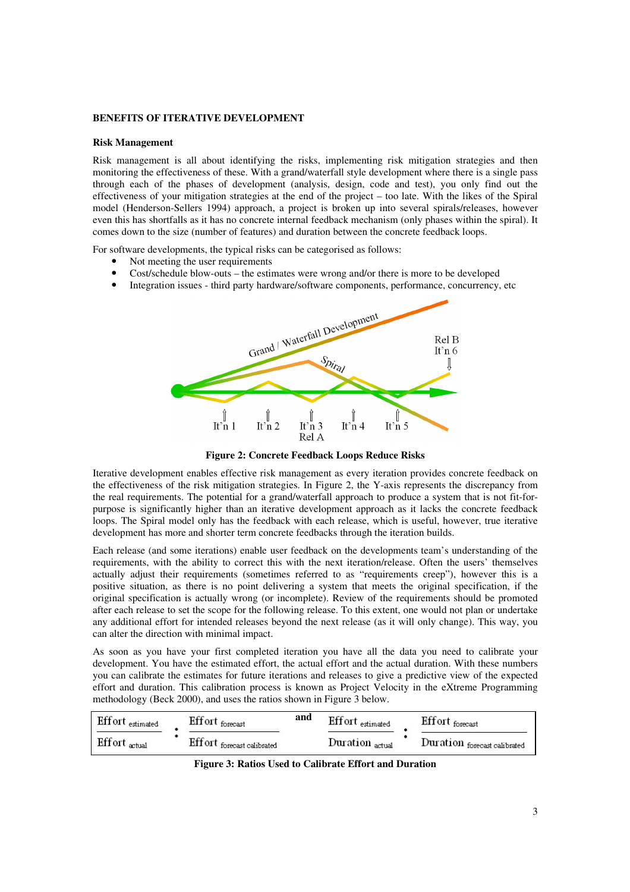## BENEFITS OF ITERATIVE DEVELOPMENT

### Risk Management

Risk management is all about identifying the risks, implementing risk mitigation strategies and then monitoring the effectiveness of these. With a grand/waterfall style development where there is a single pass through each of the phases of development (analysis, design, code and test), you only find out the effectiveness of your mitigation strategies at the end of the project – too late. With the likes of the Spiral model (Henderson-Sellers 1994) approach, a project is broken up into several spirals/releases, however even this has shortfalls as it has no concrete internal feedback mechanism (only phases within the spiral). It comes down to the size (number of features) and duration between the concrete feedback loops.

For software developments, the typical risks can be categorised as follows:

- Not meeting the user requirements
- Cost/schedule blow-outs – the estimates were wrong and/or there is more to be developed
- Integration issues - third party hardware/software components, performance, concurrency, etc

**Figure 2: Concrete Feedback Loops Reduce Risks**

Iterative development enables effective risk management as every iteration provides concrete feedback on the effectiveness of the risk mitigation strategies. In Figure 2, the Y-axis represents the discrepancy from the real requirements. The potential for a grand/waterfall approach to produce a system that is not fit-for-purpose is significantly higher than an iterative development approach as it lacks the concrete feedback loops. The Spiral model only has the feedback with each release, which is useful, however, true iterative development has more and shorter term concrete feedbacks through the iteration builds.

Each release (and some iterations) enable user feedback on the developments team's understanding of the requirements, with the ability to correct this with the next iteration/release. Often the users' themselves actually adjust their requirements (sometimes referred to as "requirements creep"), however this is a positive situation, as there is no point delivering a system that meets the original specification, if the original specification is actually wrong (or incomplete). Review of the requirements should be promoted after each release to set the scope for the following release. To this extent, one would not plan or undertake any additional effort for intended releases beyond the next release (as it will only change). This way, you can alter the direction with minimal impact.

As soon as you have your first completed iteration you have all the data you need to calibrate your development. You have the estimated effort, the actual effort and the actual duration. With these numbers you can calibrate the estimates for future iterations and releases to give a predictive view of the expected effort and duration. This calibration process is known as Project Velocity in the eXtreme Programming methodology (Beck 2000), and uses the ratios shown in Figure 3 below.

$$\frac{\text{Effort}_{\text{estimated}}}{\text{Effort}_{\text{actual}}} : \frac{\text{Effort}_{\text{forecast}}}{\text{Effort}_{\text{forecast calibrated}}} \quad \text{and} \quad \frac{\text{Effort}_{\text{estimated}}}{\text{Duration}_{\text{actual}}} : \frac{\text{Effort}_{\text{forecast}}}{\text{Duration}_{\text{forecast calibrated}}}$$

**Figure 3: Ratios Used to Calibrate Effort and Duration**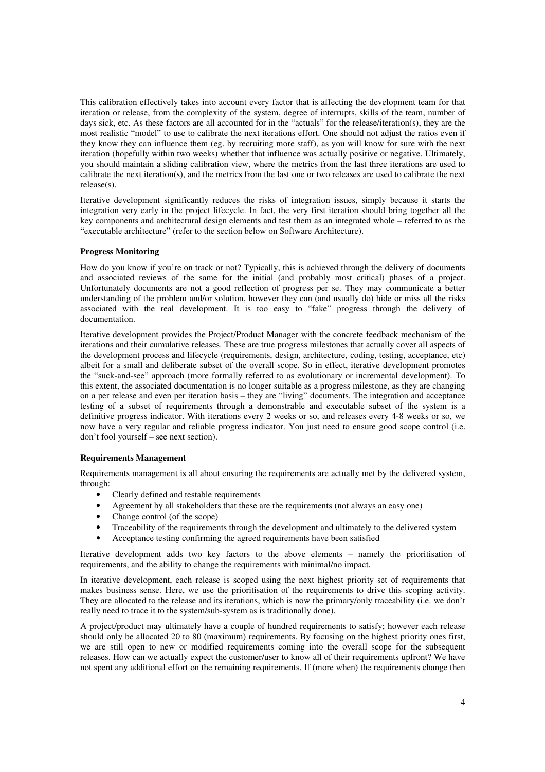This calibration effectively takes into account every factor that is affecting the development team for that iteration or release, from the complexity of the system, degree of interrupts, skills of the team, number of days sick, etc. As these factors are all accounted for in the "actuals" for the release/iteration(s), they are the most realistic "model" to use to calibrate the next iterations effort. One should not adjust the ratios even if they know they can influence them (eg. by recruiting more staff), as you will know for sure with the next iteration (hopefully within two weeks) whether that influence was actually positive or negative. Ultimately, you should maintain a sliding calibration view, where the metrics from the last three iterations are used to calibrate the next iteration(s), and the metrics from the last one or two releases are used to calibrate the next release(s).

Iterative development significantly reduces the risks of integration issues, simply because it starts the integration very early in the project lifecycle. In fact, the very first iteration should bring together all the key components and architectural design elements and test them as an integrated whole – referred to as the "executable architecture" (refer to the section below on Software Architecture).

**Progress Monitoring**

How do you know if you're on track or not? Typically, this is achieved through the delivery of documents and associated reviews of the same for the initial (and probably most critical) phases of a project. Unfortunately documents are not a good reflection of progress per se. They may communicate a better understanding of the problem and/or solution, however they can (and usually do) hide or miss all the risks associated with the real development. It is too easy to "fake" progress through the delivery of documentation.

Iterative development provides the Project/Product Manager with the concrete feedback mechanism of the iterations and their cumulative releases. These are true progress milestones that actually cover all aspects of the development process and lifecycle (requirements, design, architecture, coding, testing, acceptance, etc) albeit for a small and deliberate subset of the overall scope. So in effect, iterative development promotes the "suck-and-see" approach (more formally referred to as evolutionary or incremental development). To this extent, the associated documentation is no longer suitable as a progress milestone, as they are changing on a per release and even per iteration basis – they are "living" documents. The integration and acceptance testing of a subset of requirements through a demonstrable and executable subset of the system is a definitive progress indicator. With iterations every 2 weeks or so, and releases every 4-8 weeks or so, we now have a very regular and reliable progress indicator. You just need to ensure good scope control (i.e. don't fool yourself – see next section).

**Requirements Management**

Requirements management is all about ensuring the requirements are actually met by the delivered system, through:

- Clearly defined and testable requirements
- Agreement by all stakeholders that these are the requirements (not always an easy one)
- Change control (of the scope)
- Traceability of the requirements through the development and ultimately to the delivered system
- Acceptance testing confirming the agreed requirements have been satisfied

Iterative development adds two key factors to the above elements – namely the prioritisation of requirements, and the ability to change the requirements with minimal/no impact.

In iterative development, each release is scoped using the next highest priority set of requirements that makes business sense. Here, we use the prioritisation of the requirements to drive this scoping activity. They are allocated to the release and its iterations, which is now the primary/only traceability (i.e. we don't really need to trace it to the system/sub-system as is traditionally done).

A project/product may ultimately have a couple of hundred requirements to satisfy; however each release should only be allocated 20 to 80 (maximum) requirements. By focusing on the highest priority ones first, we are still open to new or modified requirements coming into the overall scope for the subsequent releases. How can we actually expect the customer/user to know all of their requirements upfront? We have not spent any additional effort on the remaining requirements. If (more when) the requirements change then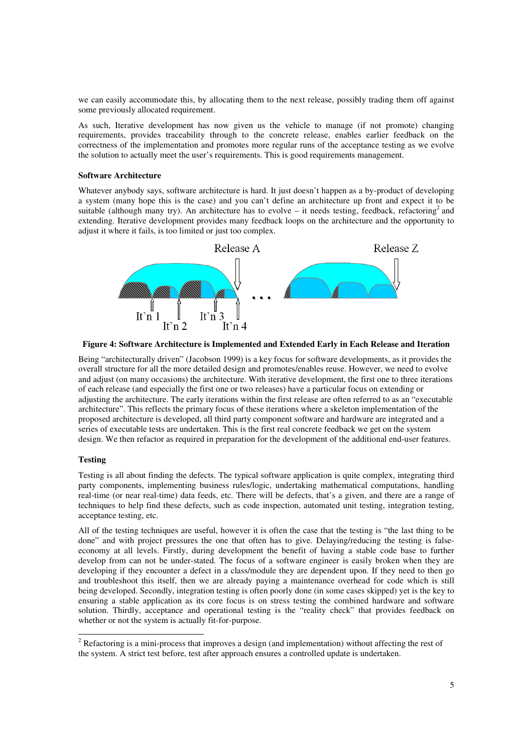we can easily accommodate this, by allocating them to the next release, possibly trading them off against some previously allocated requirement.

As such, Iterative development has now given us the vehicle to manage (if not promote) changing requirements, provides traceability through to the concrete release, enables earlier feedback on the correctness of the implementation and promotes more regular runs of the acceptance testing as we evolve the solution to actually meet the user's requirements. This is good requirements management.

**Software Architecture**

Whatever anybody says, software architecture is hard. It just doesn't happen as a by-product of developing a system (many hope this is the case) and you can't define an architecture up front and expect it to be suitable (although many try). An architecture has to evolve – it needs testing, feedback, refactoring[2] and extending. Iterative development provides many feedback loops on the architecture and the opportunity to adjust it where it fails, is too limited or just too complex.

**Figure 4: Software Architecture is Implemented and Extended Early in Each Release and Iteration**

Being "architecturally driven" (Jacobson 1999) is a key focus for software developments, as it provides the overall structure for all the more detailed design and promotes/enables reuse. However, we need to evolve and adjust (on many occasions) the architecture. With iterative development, the first one to three iterations of each release (and especially the first one or two releases) have a particular focus on extending or adjusting the architecture. The early iterations within the first release are often referred to as an "executable architecture". This reflects the primary focus of these iterations where a skeleton implementation of the proposed architecture is developed, all third party component software and hardware are integrated and a series of executable tests are undertaken. This is the first real concrete feedback we get on the system design. We then refactor as required in preparation for the development of the additional end-user features.

**Testing**

Testing is all about finding the defects. The typical software application is quite complex, integrating third party components, implementing business rules/logic, undertaking mathematical computations, handling real-time (or near real-time) data feeds, etc. There will be defects, that's a given, and there are a range of techniques to help find these defects, such as code inspection, automated unit testing, integration testing, acceptance testing, etc.

All of the testing techniques are useful, however it is often the case that the testing is "the last thing to be done" and with project pressures the one that often has to give. Delaying/reducing the testing is false-economy at all levels. Firstly, during development the benefit of having a stable code base to further develop from can not be under-stated. The focus of a software engineer is easily broken when they are developing if they encounter a defect in a class/module they are dependent upon. If they need to then go and troubleshoot this itself, then we are already paying a maintenance overhead for code which is still being developed. Secondly, integration testing is often poorly done (in some cases skipped) yet is the key to ensuring a stable application as its core focus is on stress testing the combined hardware and software solution. Thirdly, acceptance and operational testing is the "reality check" that provides feedback on whether or not the system is actually fit-for-purpose.

---

[2] Refactoring is a mini-process that improves a design (and implementation) without affecting the rest of the system. A strict test before, test after approach ensures a controlled update is undertaken.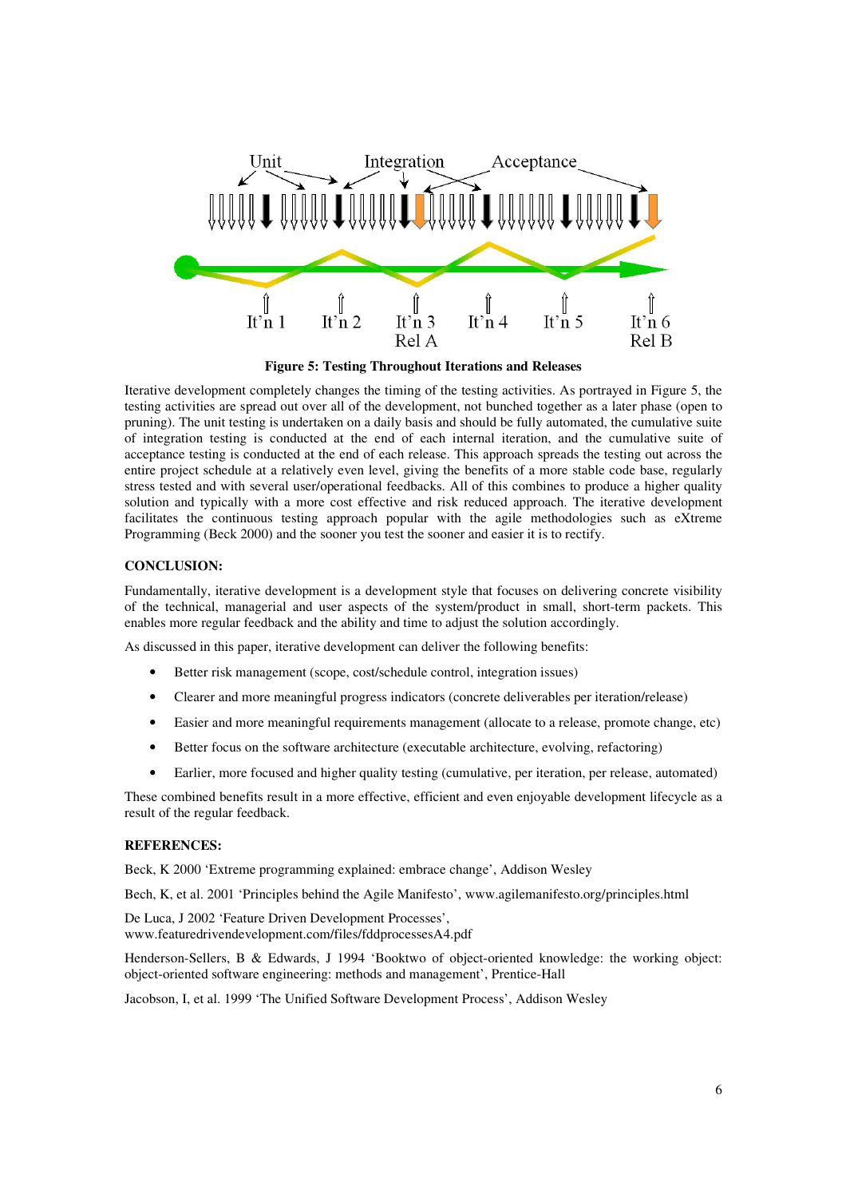Unit

Integration

Acceptance

It'n 1

It'n 2

It'n 3
Rel A

It'n 4

It'n 5

It'n 6
Rel B

**Figure 5: Testing Throughout Iterations and Releases**

Iterative development completely changes the timing of the testing activities. As portrayed in Figure 5, the testing activities are spread out over all of the development, not bunched together as a later phase (open to pruning). The unit testing is undertaken on a daily basis and should be fully automated, the cumulative suite of integration testing is conducted at the end of each internal iteration, and the cumulative suite of acceptance testing is conducted at the end of each release. This approach spreads the testing out across the entire project schedule at a relatively even level, giving the benefits of a more stable code base, regularly stress tested and with several user/operational feedbacks. All of this combines to produce a higher quality solution and typically with a more cost effective and risk reduced approach. The iterative development facilitates the continuous testing approach popular with the agile methodologies such as eXtreme Programming (Beck 2000) and the sooner you test the sooner and easier it is to rectify.

## CONCLUSION:

Fundamentally, iterative development is a development style that focuses on delivering concrete visibility of the technical, managerial and user aspects of the system/product in small, short-term packets. This enables more regular feedback and the ability and time to adjust the solution accordingly.

As discussed in this paper, iterative development can deliver the following benefits:

- Better risk management (scope, cost/schedule control, integration issues)
- Clearer and more meaningful progress indicators (concrete deliverables per iteration/release)
- Easier and more meaningful requirements management (allocate to a release, promote change, etc)
- Better focus on the software architecture (executable architecture, evolving, refactoring)
- Earlier, more focused and higher quality testing (cumulative, per iteration, per release, automated)

These combined benefits result in a more effective, efficient and even enjoyable development lifecycle as a result of the regular feedback.

## REFERENCES:

Beck, K 2000 'Extreme programming explained: embrace change', Addison Wesley

Bech, K, et al. 2001 'Principles behind the Agile Manifesto', www.agilemanifesto.org/principles.html

De Luca, J 2002 'Feature Driven Development Processes', www.featuredrivendevelopment.com/files/fddprocessesA4.pdf

Henderson-Sellers, B & Edwards, J 1994 'Booktwo of object-oriented knowledge: the working object: object-oriented software engineering: methods and management', Prentice-Hall

Jacobson, I, et al. 1999 'The Unified Software Development Process', Addison Wesley